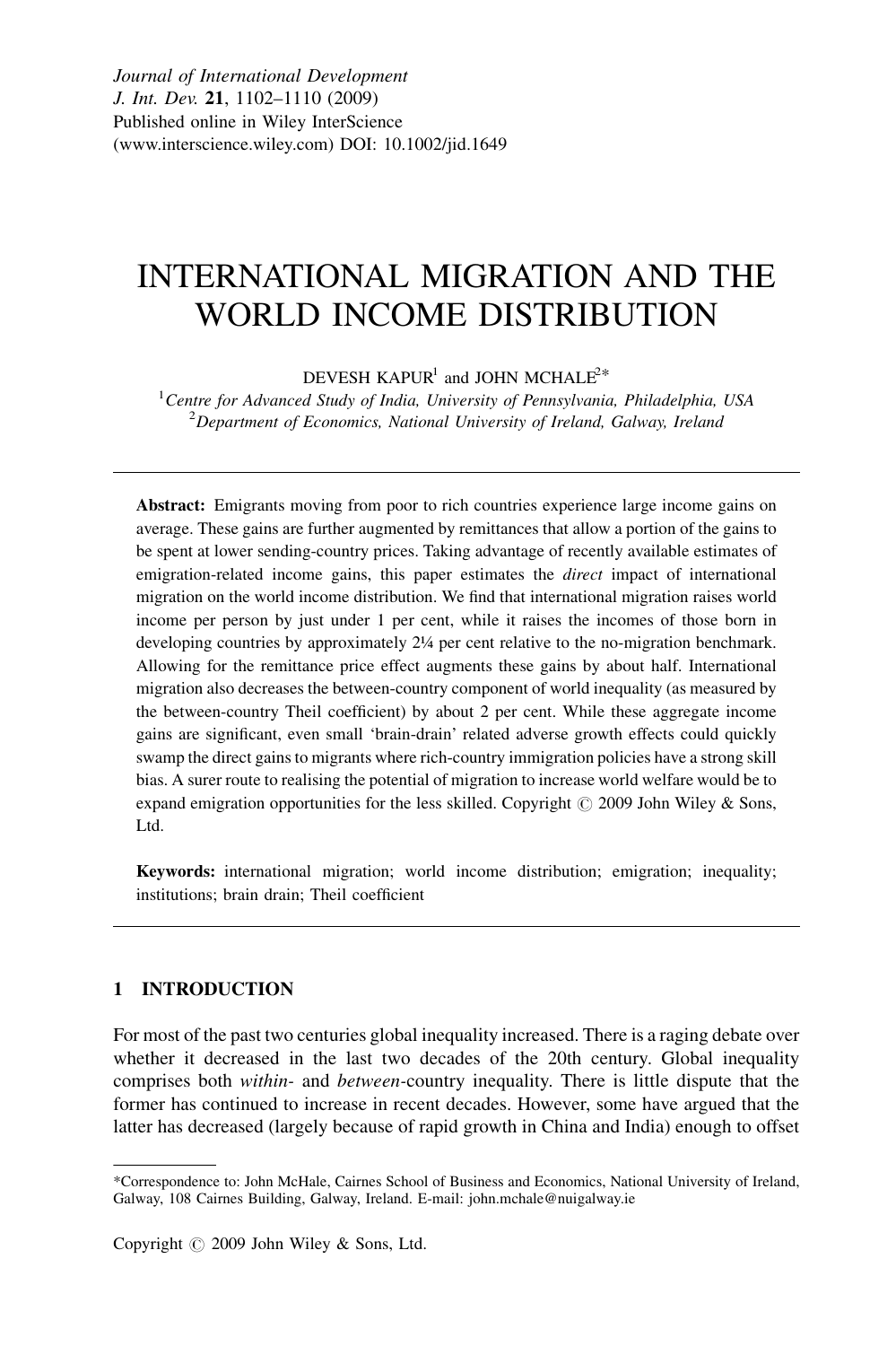*Journal of International Development*
*J. Int. Dev.* **21**, 1102–1110 (2009)
Published online in Wiley InterScience
(www.interscience.wiley.com) DOI: 10.1002/jid.1649

# INTERNATIONAL MIGRATION AND THE WORLD INCOME DISTRIBUTION

DEVESH KAPUR[1] and JOHN MCHALE[2*]

[1] *Centre for Advanced Study of India, University of Pennsylvania, Philadelphia, USA*
[2] *Department of Economics, National University of Ireland, Galway, Ireland*

---

**Abstract:** Emigrants moving from poor to rich countries experience large income gains on average. These gains are further augmented by remittances that allow a portion of the gains to be spent at lower sending-country prices. Taking advantage of recently available estimates of emigration-related income gains, this paper estimates the *direct* impact of international migration on the world income distribution. We find that international migration raises world income per person by just under 1 per cent, while it raises the incomes of those born in developing countries by approximately 2¼ per cent relative to the no-migration benchmark. Allowing for the remittance price effect augments these gains by about half. International migration also decreases the between-country component of world inequality (as measured by the between-country Theil coefficient) by about 2 per cent. While these aggregate income gains are significant, even small 'brain-drain' related adverse growth effects could quickly swamp the direct gains to migrants where rich-country immigration policies have a strong skill bias. A surer route to realising the potential of migration to increase world welfare would be to expand emigration opportunities for the less skilled. Copyright © 2009 John Wiley & Sons, Ltd.

**Keywords:** international migration; world income distribution; emigration; inequality; institutions; brain drain; Theil coefficient

---

## 1 INTRODUCTION

For most of the past two centuries global inequality increased. There is a raging debate over whether it decreased in the last two decades of the 20th century. Global inequality comprises both *within*- and *between*-country inequality. There is little dispute that the former has continued to increase in recent decades. However, some have argued that the latter has decreased (largely because of rapid growth in China and India) enough to offset

---

*Correspondence to: John McHale, Cairnes School of Business and Economics, National University of Ireland, Galway, 108 Cairnes Building, Galway, Ireland. E-mail: john.mchale@nuigalway.ie

Copyright © 2009 John Wiley & Sons, Ltd.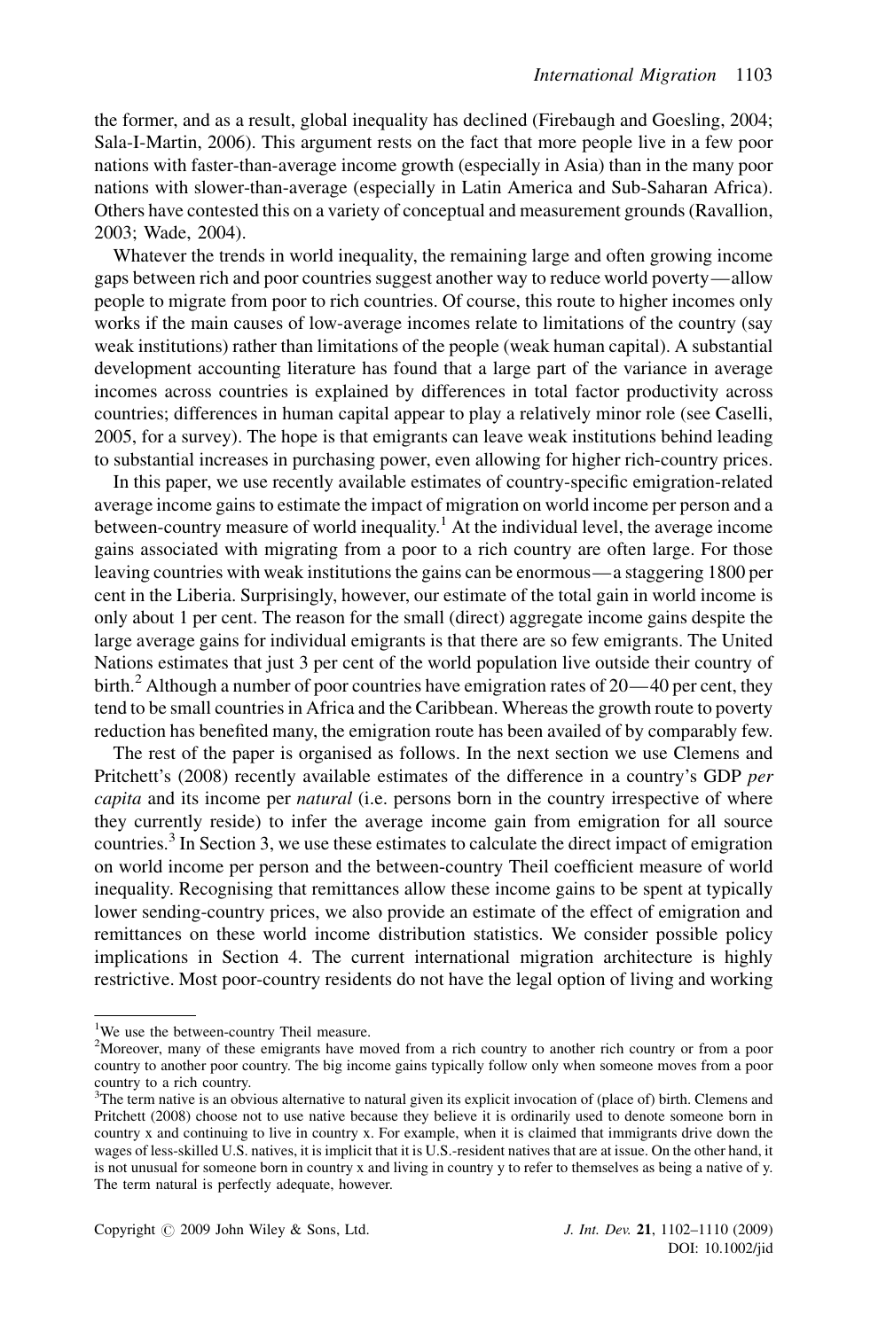the former, and as a result, global inequality has declined (Firebaugh and Goesling, 2004; Sala-I-Martin, 2006). This argument rests on the fact that more people live in a few poor nations with faster-than-average income growth (especially in Asia) than in the many poor nations with slower-than-average (especially in Latin America and Sub-Saharan Africa). Others have contested this on a variety of conceptual and measurement grounds (Ravallion, 2003; Wade, 2004).

Whatever the trends in world inequality, the remaining large and often growing income gaps between rich and poor countries suggest another way to reduce world poverty—allow people to migrate from poor to rich countries. Of course, this route to higher incomes only works if the main causes of low-average incomes relate to limitations of the country (say weak institutions) rather than limitations of the people (weak human capital). A substantial development accounting literature has found that a large part of the variance in average incomes across countries is explained by differences in total factor productivity across countries; differences in human capital appear to play a relatively minor role (see Caselli, 2005, for a survey). The hope is that emigrants can leave weak institutions behind leading to substantial increases in purchasing power, even allowing for higher rich-country prices.

In this paper, we use recently available estimates of country-specific emigration-related average income gains to estimate the impact of migration on world income per person and a between-country measure of world inequality.[1] At the individual level, the average income gains associated with migrating from a poor to a rich country are often large. For those leaving countries with weak institutions the gains can be enormous—a staggering 1800 per cent in the Liberia. Surprisingly, however, our estimate of the total gain in world income is only about 1 per cent. The reason for the small (direct) aggregate income gains despite the large average gains for individual emigrants is that there are so few emigrants. The United Nations estimates that just 3 per cent of the world population live outside their country of birth.[2] Although a number of poor countries have emigration rates of 20—40 per cent, they tend to be small countries in Africa and the Caribbean. Whereas the growth route to poverty reduction has benefited many, the emigration route has been availed of by comparably few.

The rest of the paper is organised as follows. In the next section we use Clemens and Pritchett's (2008) recently available estimates of the difference in a country's GDP *per capita* and its income per *natural* (i.e. persons born in the country irrespective of where they currently reside) to infer the average income gain from emigration for all source countries.[3] In Section 3, we use these estimates to calculate the direct impact of emigration on world income per person and the between-country Theil coefficient measure of world inequality. Recognising that remittances allow these income gains to be spent at typically lower sending-country prices, we also provide an estimate of the effect of emigration and remittances on these world income distribution statistics. We consider possible policy implications in Section 4. The current international migration architecture is highly restrictive. Most poor-country residents do not have the legal option of living and working

---

[1] We use the between-country Theil measure.

[2] Moreover, many of these emigrants have moved from a rich country to another rich country or from a poor country to another poor country. The big income gains typically follow only when someone moves from a poor country to a rich country.

[3] The term native is an obvious alternative to natural given its explicit invocation of (place of) birth. Clemens and Pritchett (2008) choose not to use native because they believe it is ordinarily used to denote someone born in country x and continuing to live in country x. For example, when it is claimed that immigrants drive down the wages of less-skilled U.S. natives, it is implicit that it is U.S.-resident natives that are at issue. On the other hand, it is not unusual for someone born in country x and living in country y to refer to themselves as being a native of y. The term natural is perfectly adequate, however.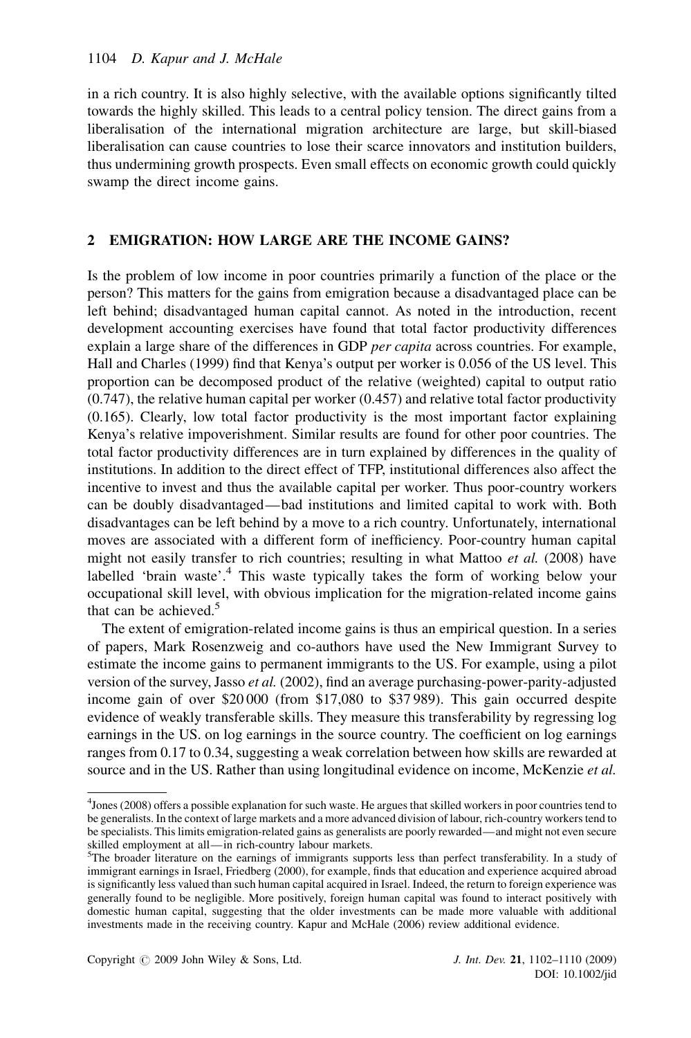in a rich country. It is also highly selective, with the available options significantly tilted towards the highly skilled. This leads to a central policy tension. The direct gains from a liberalisation of the international migration architecture are large, but skill-biased liberalisation can cause countries to lose their scarce innovators and institution builders, thus undermining growth prospects. Even small effects on economic growth could quickly swamp the direct income gains.

## 2 EMIGRATION: HOW LARGE ARE THE INCOME GAINS?

Is the problem of low income in poor countries primarily a function of the place or the person? This matters for the gains from emigration because a disadvantaged place can be left behind; disadvantaged human capital cannot. As noted in the introduction, recent development accounting exercises have found that total factor productivity differences explain a large share of the differences in GDP *per capita* across countries. For example, Hall and Charles (1999) find that Kenya's output per worker is 0.056 of the US level. This proportion can be decomposed product of the relative (weighted) capital to output ratio (0.747), the relative human capital per worker (0.457) and relative total factor productivity (0.165). Clearly, low total factor productivity is the most important factor explaining Kenya's relative impoverishment. Similar results are found for other poor countries. The total factor productivity differences are in turn explained by differences in the quality of institutions. In addition to the direct effect of TFP, institutional differences also affect the incentive to invest and thus the available capital per worker. Thus poor-country workers can be doubly disadvantaged—bad institutions and limited capital to work with. Both disadvantages can be left behind by a move to a rich country. Unfortunately, international moves are associated with a different form of inefficiency. Poor-country human capital might not easily transfer to rich countries; resulting in what Mattoo *et al.* (2008) have labelled 'brain waste'.[4] This waste typically takes the form of working below your occupational skill level, with obvious implication for the migration-related income gains that can be achieved.[5]

The extent of emigration-related income gains is thus an empirical question. In a series of papers, Mark Rosenzweig and co-authors have used the New Immigrant Survey to estimate the income gains to permanent immigrants to the US. For example, using a pilot version of the survey, Jasso *et al.* (2002), find an average purchasing-power-parity-adjusted income gain of over \$20 000 (from \$17,080 to \$37 989). This gain occurred despite evidence of weakly transferable skills. They measure this transferability by regressing log earnings in the US. on log earnings in the source country. The coefficient on log earnings ranges from 0.17 to 0.34, suggesting a weak correlation between how skills are rewarded at source and in the US. Rather than using longitudinal evidence on income, McKenzie *et al.*

---

[4] Jones (2008) offers a possible explanation for such waste. He argues that skilled workers in poor countries tend to be generalists. In the context of large markets and a more advanced division of labour, rich-country workers tend to be specialists. This limits emigration-related gains as generalists are poorly rewarded—and might not even secure skilled employment at all—in rich-country labour markets.

[5] The broader literature on the earnings of immigrants supports less than perfect transferability. In a study of immigrant earnings in Israel, Friedberg (2000), for example, finds that education and experience acquired abroad is significantly less valued than such human capital acquired in Israel. Indeed, the return to foreign experience was generally found to be negligible. More positively, foreign human capital was found to interact positively with domestic human capital, suggesting that the older investments can be made more valuable with additional investments made in the receiving country. Kapur and McHale (2006) review additional evidence.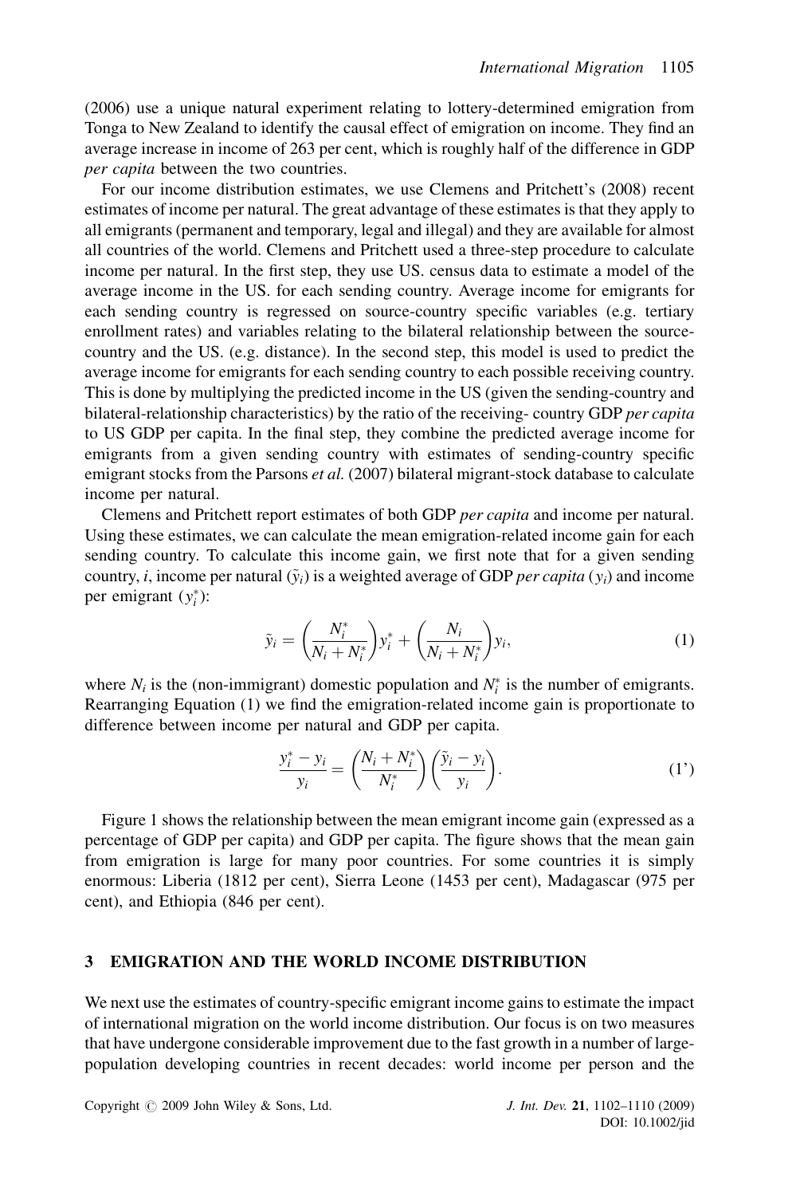(2006) use a unique natural experiment relating to lottery-determined emigration from Tonga to New Zealand to identify the causal effect of emigration on income. They find an average increase in income of 263 per cent, which is roughly half of the difference in GDP *per capita* between the two countries.

For our income distribution estimates, we use Clemens and Pritchett's (2008) recent estimates of income per natural. The great advantage of these estimates is that they apply to all emigrants (permanent and temporary, legal and illegal) and they are available for almost all countries of the world. Clemens and Pritchett used a three-step procedure to calculate income per natural. In the first step, they use US. census data to estimate a model of the average income in the US. for each sending country. Average income for emigrants for each sending country is regressed on source-country specific variables (e.g. tertiary enrollment rates) and variables relating to the bilateral relationship between the source-country and the US. (e.g. distance). In the second step, this model is used to predict the average income for emigrants for each sending country to each possible receiving country. This is done by multiplying the predicted income in the US (given the sending-country and bilateral-relationship characteristics) by the ratio of the receiving- country GDP *per capita* to US GDP per capita. In the final step, they combine the predicted average income for emigrants from a given sending country with estimates of sending-country specific emigrant stocks from the Parsons *et al.* (2007) bilateral migrant-stock database to calculate income per natural.

Clemens and Pritchett report estimates of both GDP *per capita* and income per natural. Using these estimates, we can calculate the mean emigration-related income gain for each sending country. To calculate this income gain, we first note that for a given sending country, *i*, income per natural ($\tilde{y}_i$) is a weighted average of GDP *per capita* ($y_i$) and income per emigrant ($y_i^*$):

$$\tilde{y}_i = \left(\frac{N_i^*}{N_i + N_i^*}\right) y_i^* + \left(\frac{N_i}{N_i + N_i^*}\right) y_i, \tag{1}$$

where $N_i$ is the (non-immigrant) domestic population and $N_i^*$ is the number of emigrants. Rearranging Equation (1) we find the emigration-related income gain is proportionate to difference between income per natural and GDP per capita.

$$\frac{y_i^* - y_i}{y_i} = \left(\frac{N_i + N_i^*}{N_i^*}\right)\left(\frac{\tilde{y}_i - y_i}{y_i}\right). \tag{1'}$$

Figure 1 shows the relationship between the mean emigrant income gain (expressed as a percentage of GDP per capita) and GDP per capita. The figure shows that the mean gain from emigration is large for many poor countries. For some countries it is simply enormous: Liberia (1812 per cent), Sierra Leone (1453 per cent), Madagascar (975 per cent), and Ethiopia (846 per cent).

## 3 EMIGRATION AND THE WORLD INCOME DISTRIBUTION

We next use the estimates of country-specific emigrant income gains to estimate the impact of international migration on the world income distribution. Our focus is on two measures that have undergone considerable improvement due to the fast growth in a number of large-population developing countries in recent decades: world income per person and the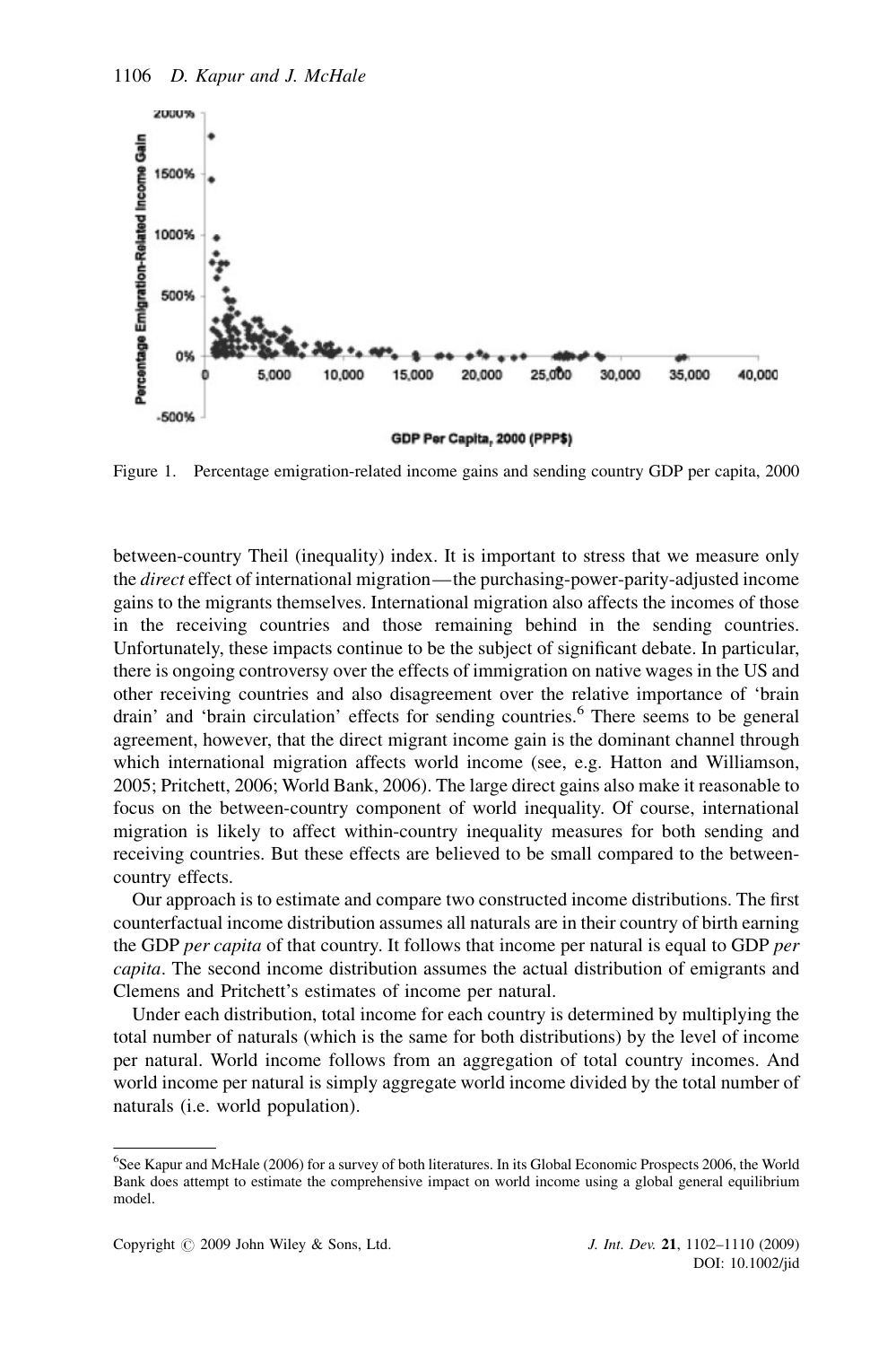2000%

1500%

1000%

500%

0%

-500%

Percentage Emigration-Related Income Gain

0

5,000

10,000

15,000

20,000

25,000

30,000

35,000

40,000

GDP Per Capita, 2000 (PPP$)

Figure 1. Percentage emigration-related income gains and sending country GDP per capita, 2000

between-country Theil (inequality) index. It is important to stress that we measure only the *direct* effect of international migration—the purchasing-power-parity-adjusted income gains to the migrants themselves. International migration also affects the incomes of those in the receiving countries and those remaining behind in the sending countries. Unfortunately, these impacts continue to be the subject of significant debate. In particular, there is ongoing controversy over the effects of immigration on native wages in the US and other receiving countries and also disagreement over the relative importance of 'brain drain' and 'brain circulation' effects for sending countries.[6] There seems to be general agreement, however, that the direct migrant income gain is the dominant channel through which international migration affects world income (see, e.g. Hatton and Williamson, 2005; Pritchett, 2006; World Bank, 2006). The large direct gains also make it reasonable to focus on the between-country component of world inequality. Of course, international migration is likely to affect within-country inequality measures for both sending and receiving countries. But these effects are believed to be small compared to the between-country effects.

Our approach is to estimate and compare two constructed income distributions. The first counterfactual income distribution assumes all naturals are in their country of birth earning the GDP *per capita* of that country. It follows that income per natural is equal to GDP *per capita*. The second income distribution assumes the actual distribution of emigrants and Clemens and Pritchett's estimates of income per natural.

Under each distribution, total income for each country is determined by multiplying the total number of naturals (which is the same for both distributions) by the level of income per natural. World income follows from an aggregation of total country incomes. And world income per natural is simply aggregate world income divided by the total number of naturals (i.e. world population).

[6]See Kapur and McHale (2006) for a survey of both literatures. In its Global Economic Prospects 2006, the World Bank does attempt to estimate the comprehensive impact on world income using a global general equilibrium model.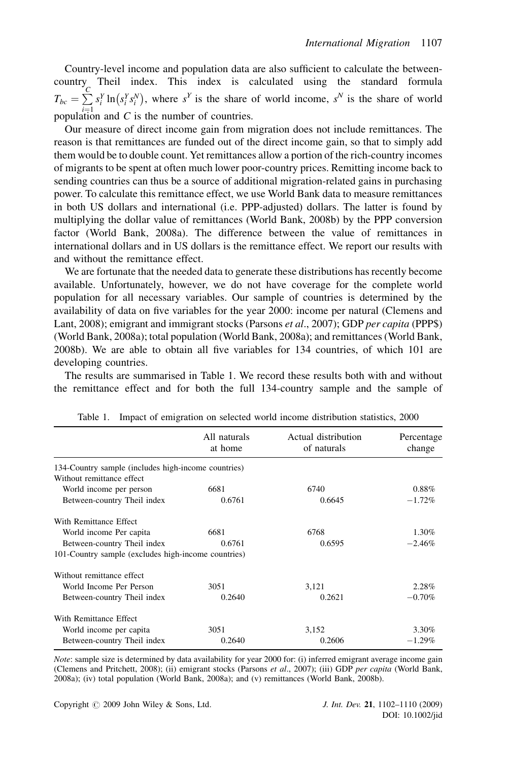Country-level income and population data are also sufficient to calculate the between-country Theil index. This index is calculated using the standard formula $T_{bc} = \sum_{i=1}^{C} s_i^Y \ln\left(s_i^Y s_i^N\right)$, where $s^Y$ is the share of world income, $s^N$ is the share of world population and $C$ is the number of countries.

Our measure of direct income gain from migration does not include remittances. The reason is that remittances are funded out of the direct income gain, so that to simply add them would be to double count. Yet remittances allow a portion of the rich-country incomes of migrants to be spent at often much lower poor-country prices. Remitting income back to sending countries can thus be a source of additional migration-related gains in purchasing power. To calculate this remittance effect, we use World Bank data to measure remittances in both US dollars and international (i.e. PPP-adjusted) dollars. The latter is found by multiplying the dollar value of remittances (World Bank, 2008b) by the PPP conversion factor (World Bank, 2008a). The difference between the value of remittances in international dollars and in US dollars is the remittance effect. We report our results with and without the remittance effect.

We are fortunate that the needed data to generate these distributions has recently become available. Unfortunately, however, we do not have coverage for the complete world population for all necessary variables. Our sample of countries is determined by the availability of data on five variables for the year 2000: income per natural (Clemens and Lant, 2008); emigrant and immigrant stocks (Parsons *et al*., 2007); GDP *per capita* (PPP$) (World Bank, 2008a); total population (World Bank, 2008a); and remittances (World Bank, 2008b). We are able to obtain all five variables for 134 countries, of which 101 are developing countries.

The results are summarised in Table 1. We record these results both with and without the remittance effect and for both the full 134-country sample and the sample of

Table 1. Impact of emigration on selected world income distribution statistics, 2000

| | All naturals at home | Actual distribution of naturals | Percentage change |
|---|---|---|---|
| 134-Country sample (includes high-income countries) | | | |
| Without remittance effect | | | |
| World income per person | 6681 | 6740 | 0.88% |
| Between-country Theil index | 0.6761 | 0.6645 | −1.72% |
| With Remittance Effect | | | |
| World income Per capita | 6681 | 6768 | 1.30% |
| Between-country Theil index | 0.6761 | 0.6595 | −2.46% |
| 101-Country sample (excludes high-income countries) | | | |
| Without remittance effect | | | |
| World Income Per Person | 3051 | 3,121 | 2.28% |
| Between-country Theil index | 0.2640 | 0.2621 | −0.70% |
| With Remittance Effect | | | |
| World income per capita | 3051 | 3,152 | 3.30% |
| Between-country Theil index | 0.2640 | 0.2606 | −1.29% |

*Note*: sample size is determined by data availability for year 2000 for: (i) inferred emigrant average income gain (Clemens and Pritchett, 2008); (ii) emigrant stocks (Parsons *et al*., 2007); (iii) GDP *per capita* (World Bank, 2008a); (iv) total population (World Bank, 2008a); and (v) remittances (World Bank, 2008b).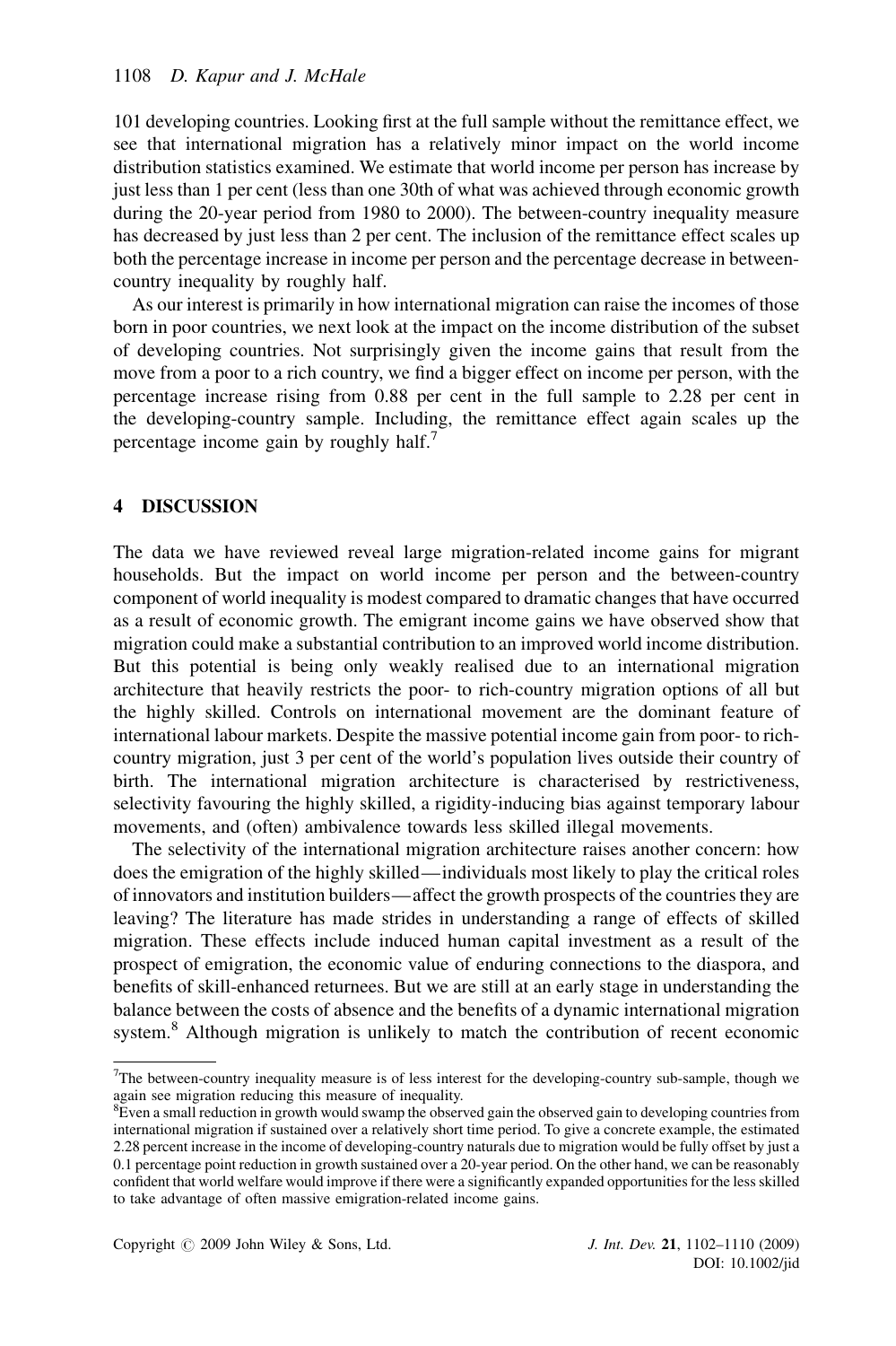101 developing countries. Looking first at the full sample without the remittance effect, we see that international migration has a relatively minor impact on the world income distribution statistics examined. We estimate that world income per person has increase by just less than 1 per cent (less than one 30th of what was achieved through economic growth during the 20-year period from 1980 to 2000). The between-country inequality measure has decreased by just less than 2 per cent. The inclusion of the remittance effect scales up both the percentage increase in income per person and the percentage decrease in between-country inequality by roughly half.

As our interest is primarily in how international migration can raise the incomes of those born in poor countries, we next look at the impact on the income distribution of the subset of developing countries. Not surprisingly given the income gains that result from the move from a poor to a rich country, we find a bigger effect on income per person, with the percentage increase rising from 0.88 per cent in the full sample to 2.28 per cent in the developing-country sample. Including, the remittance effect again scales up the percentage income gain by roughly half.[7]

## 4 DISCUSSION

The data we have reviewed reveal large migration-related income gains for migrant households. But the impact on world income per person and the between-country component of world inequality is modest compared to dramatic changes that have occurred as a result of economic growth. The emigrant income gains we have observed show that migration could make a substantial contribution to an improved world income distribution. But this potential is being only weakly realised due to an international migration architecture that heavily restricts the poor- to rich-country migration options of all but the highly skilled. Controls on international movement are the dominant feature of international labour markets. Despite the massive potential income gain from poor- to rich-country migration, just 3 per cent of the world's population lives outside their country of birth. The international migration architecture is characterised by restrictiveness, selectivity favouring the highly skilled, a rigidity-inducing bias against temporary labour movements, and (often) ambivalence towards less skilled illegal movements.

The selectivity of the international migration architecture raises another concern: how does the emigration of the highly skilled—individuals most likely to play the critical roles of innovators and institution builders—affect the growth prospects of the countries they are leaving? The literature has made strides in understanding a range of effects of skilled migration. These effects include induced human capital investment as a result of the prospect of emigration, the economic value of enduring connections to the diaspora, and benefits of skill-enhanced returnees. But we are still at an early stage in understanding the balance between the costs of absence and the benefits of a dynamic international migration system.[8] Although migration is unlikely to match the contribution of recent economic

---

[7] The between-country inequality measure is of less interest for the developing-country sub-sample, though we again see migration reducing this measure of inequality.

[8] Even a small reduction in growth would swamp the observed gain the observed gain to developing countries from international migration if sustained over a relatively short time period. To give a concrete example, the estimated 2.28 percent increase in the income of developing-country naturals due to migration would be fully offset by just a 0.1 percentage point reduction in growth sustained over a 20-year period. On the other hand, we can be reasonably confident that world welfare would improve if there were a significantly expanded opportunities for the less skilled to take advantage of often massive emigration-related income gains.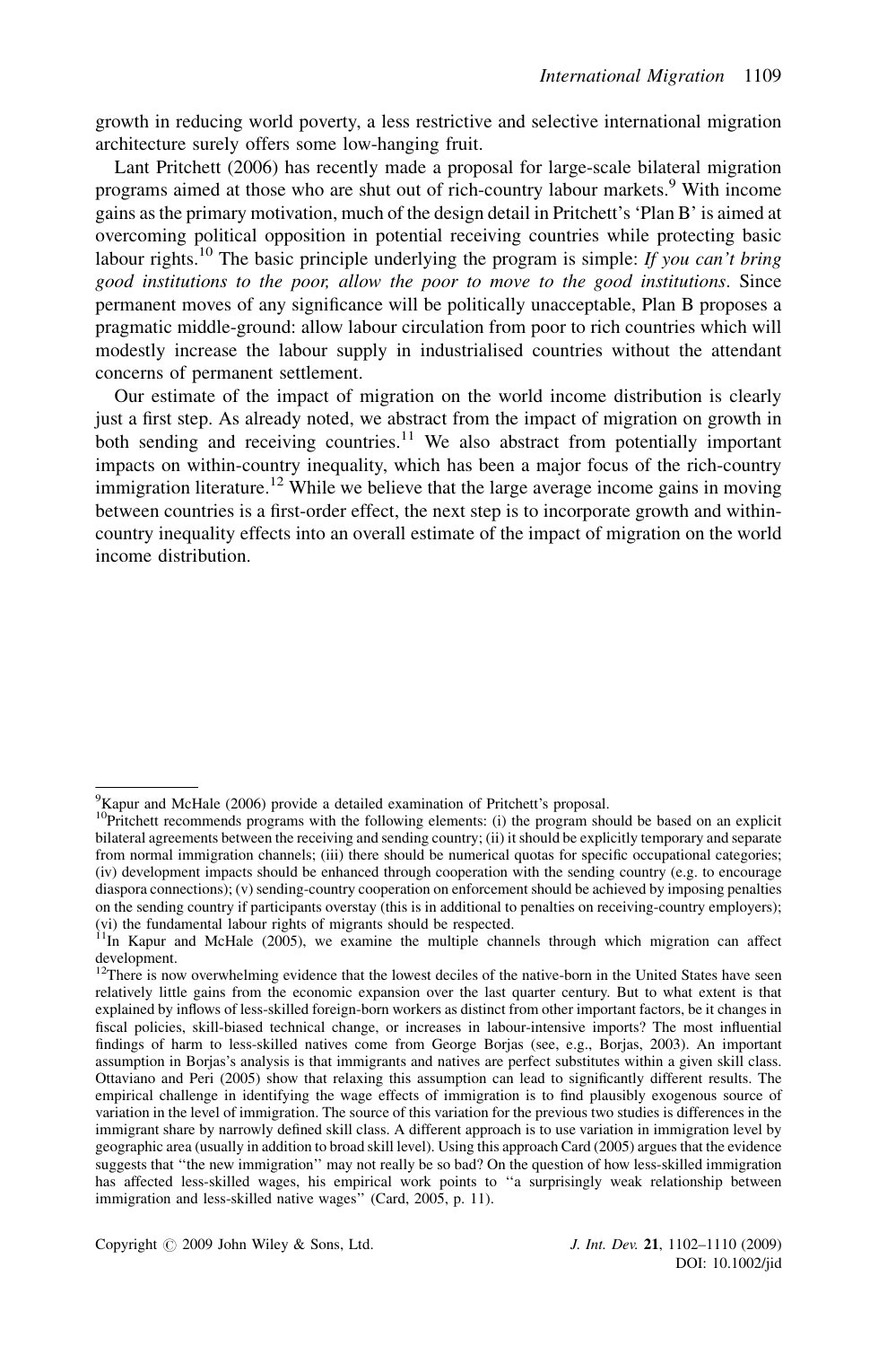growth in reducing world poverty, a less restrictive and selective international migration architecture surely offers some low-hanging fruit.

Lant Pritchett (2006) has recently made a proposal for large-scale bilateral migration programs aimed at those who are shut out of rich-country labour markets.[9] With income gains as the primary motivation, much of the design detail in Pritchett's 'Plan B' is aimed at overcoming political opposition in potential receiving countries while protecting basic labour rights.[10] The basic principle underlying the program is simple: *If you can't bring good institutions to the poor, allow the poor to move to the good institutions*. Since permanent moves of any significance will be politically unacceptable, Plan B proposes a pragmatic middle-ground: allow labour circulation from poor to rich countries which will modestly increase the labour supply in industrialised countries without the attendant concerns of permanent settlement.

Our estimate of the impact of migration on the world income distribution is clearly just a first step. As already noted, we abstract from the impact of migration on growth in both sending and receiving countries.[11] We also abstract from potentially important impacts on within-country inequality, which has been a major focus of the rich-country immigration literature.[12] While we believe that the large average income gains in moving between countries is a first-order effect, the next step is to incorporate growth and within-country inequality effects into an overall estimate of the impact of migration on the world income distribution.

---

[9]Kapur and McHale (2006) provide a detailed examination of Pritchett's proposal.

[10]Pritchett recommends programs with the following elements: (i) the program should be based on an explicit bilateral agreements between the receiving and sending country; (ii) it should be explicitly temporary and separate from normal immigration channels; (iii) there should be numerical quotas for specific occupational categories; (iv) development impacts should be enhanced through cooperation with the sending country (e.g. to encourage diaspora connections); (v) sending-country cooperation on enforcement should be achieved by imposing penalties on the sending country if participants overstay (this is in additional to penalties on receiving-country employers); (vi) the fundamental labour rights of migrants should be respected.

[11]In Kapur and McHale (2005), we examine the multiple channels through which migration can affect development.

[12]There is now overwhelming evidence that the lowest deciles of the native-born in the United States have seen relatively little gains from the economic expansion over the last quarter century. But to what extent is that explained by inflows of less-skilled foreign-born workers as distinct from other important factors, be it changes in fiscal policies, skill-biased technical change, or increases in labour-intensive imports? The most influential findings of harm to less-skilled natives come from George Borjas (see, e.g., Borjas, 2003). An important assumption in Borjas's analysis is that immigrants and natives are perfect substitutes within a given skill class. Ottaviano and Peri (2005) show that relaxing this assumption can lead to significantly different results. The empirical challenge in identifying the wage effects of immigration is to find plausibly exogenous source of variation in the level of immigration. The source of this variation for the previous two studies is differences in the immigrant share by narrowly defined skill class. A different approach is to use variation in immigration level by geographic area (usually in addition to broad skill level). Using this approach Card (2005) argues that the evidence suggests that "the new immigration" may not really be so bad? On the question of how less-skilled immigration has affected less-skilled wages, his empirical work points to "a surprisingly weak relationship between immigration and less-skilled native wages" (Card, 2005, p. 11).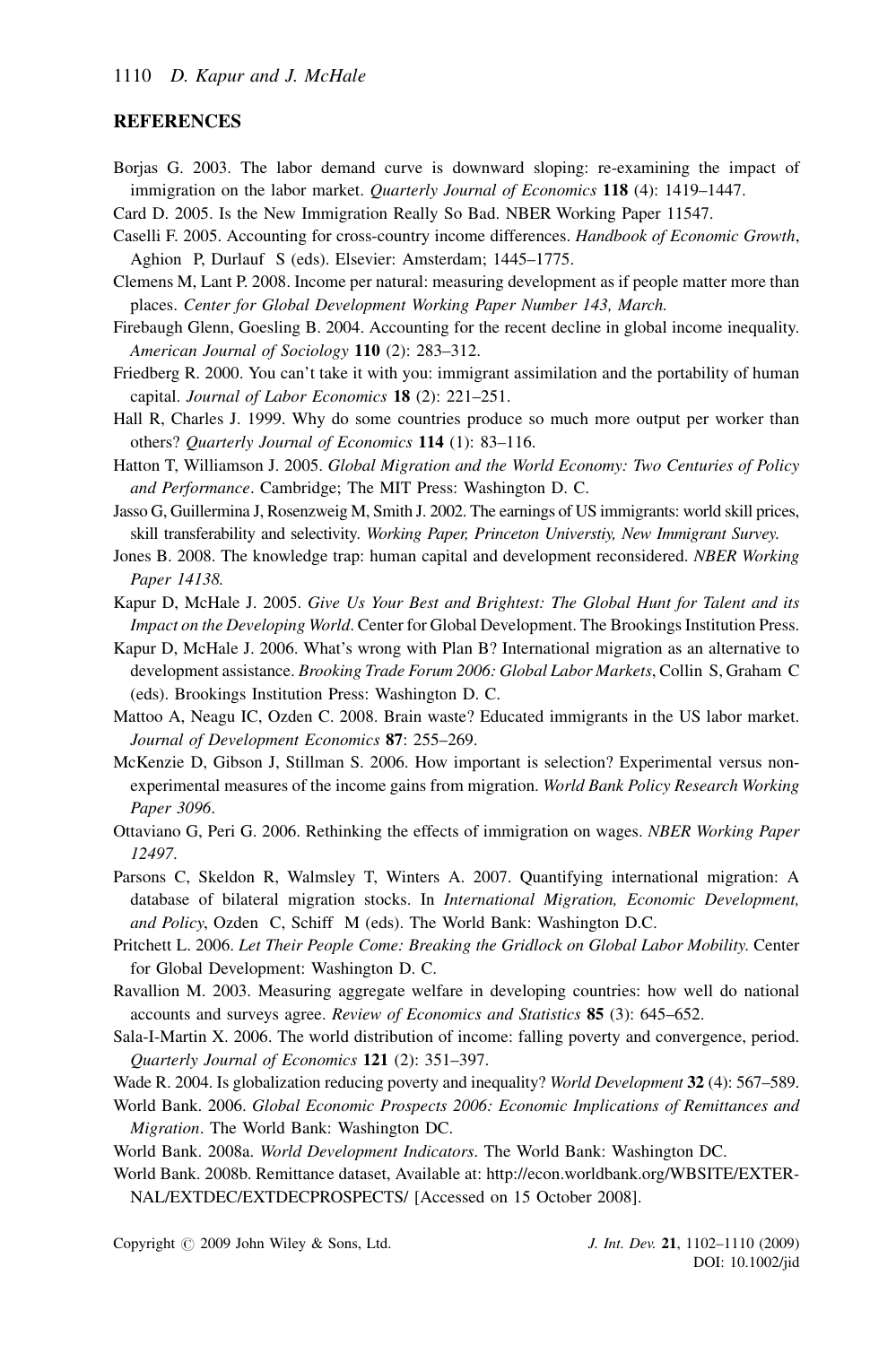## REFERENCES

Borjas G. 2003. The labor demand curve is downward sloping: re-examining the impact of immigration on the labor market. *Quarterly Journal of Economics* **118** (4): 1419–1447.

Card D. 2005. Is the New Immigration Really So Bad. NBER Working Paper 11547.

Caselli F. 2005. Accounting for cross-country income differences. *Handbook of Economic Growth*, Aghion P, Durlauf S (eds). Elsevier: Amsterdam; 1445–1775.

Clemens M, Lant P. 2008. Income per natural: measuring development as if people matter more than places. *Center for Global Development Working Paper Number 143, March.*

Firebaugh Glenn, Goesling B. 2004. Accounting for the recent decline in global income inequality. *American Journal of Sociology* **110** (2): 283–312.

Friedberg R. 2000. You can't take it with you: immigrant assimilation and the portability of human capital. *Journal of Labor Economics* **18** (2): 221–251.

Hall R, Charles J. 1999. Why do some countries produce so much more output per worker than others? *Quarterly Journal of Economics* **114** (1): 83–116.

Hatton T, Williamson J. 2005. *Global Migration and the World Economy: Two Centuries of Policy and Performance*. Cambridge; The MIT Press: Washington D. C.

Jasso G, Guillermina J, Rosenzweig M, Smith J. 2002. The earnings of US immigrants: world skill prices, skill transferability and selectivity. *Working Paper, Princeton Universtiy, New Immigrant Survey.*

Jones B. 2008. The knowledge trap: human capital and development reconsidered. *NBER Working Paper 14138.*

Kapur D, McHale J. 2005. *Give Us Your Best and Brightest: The Global Hunt for Talent and its Impact on the Developing World*. Center for Global Development. The Brookings Institution Press.

Kapur D, McHale J. 2006. What's wrong with Plan B? International migration as an alternative to development assistance. *Brooking Trade Forum 2006: Global Labor Markets*, Collin S, Graham C (eds). Brookings Institution Press: Washington D. C.

Mattoo A, Neagu IC, Ozden C. 2008. Brain waste? Educated immigrants in the US labor market. *Journal of Development Economics* **87**: 255–269.

McKenzie D, Gibson J, Stillman S. 2006. How important is selection? Experimental versus non-experimental measures of the income gains from migration. *World Bank Policy Research Working Paper 3096*.

Ottaviano G, Peri G. 2006. Rethinking the effects of immigration on wages. *NBER Working Paper 12497*.

Parsons C, Skeldon R, Walmsley T, Winters A. 2007. Quantifying international migration: A database of bilateral migration stocks. In *International Migration, Economic Development, and Policy*, Ozden C, Schiff M (eds). The World Bank: Washington D.C.

Pritchett L. 2006. *Let Their People Come: Breaking the Gridlock on Global Labor Mobility.* Center for Global Development: Washington D. C.

Ravallion M. 2003. Measuring aggregate welfare in developing countries: how well do national accounts and surveys agree. *Review of Economics and Statistics* **85** (3): 645–652.

Sala-I-Martin X. 2006. The world distribution of income: falling poverty and convergence, period. *Quarterly Journal of Economics* **121** (2): 351–397.

Wade R. 2004. Is globalization reducing poverty and inequality? *World Development* **32** (4): 567–589.

World Bank. 2006. *Global Economic Prospects 2006: Economic Implications of Remittances and Migration*. The World Bank: Washington DC.

World Bank. 2008a. *World Development Indicators*. The World Bank: Washington DC.

World Bank. 2008b. Remittance dataset, Available at: http://econ.worldbank.org/WBSITE/EXTERNAL/EXTDEC/EXTDECPROSPECTS/ [Accessed on 15 October 2008].